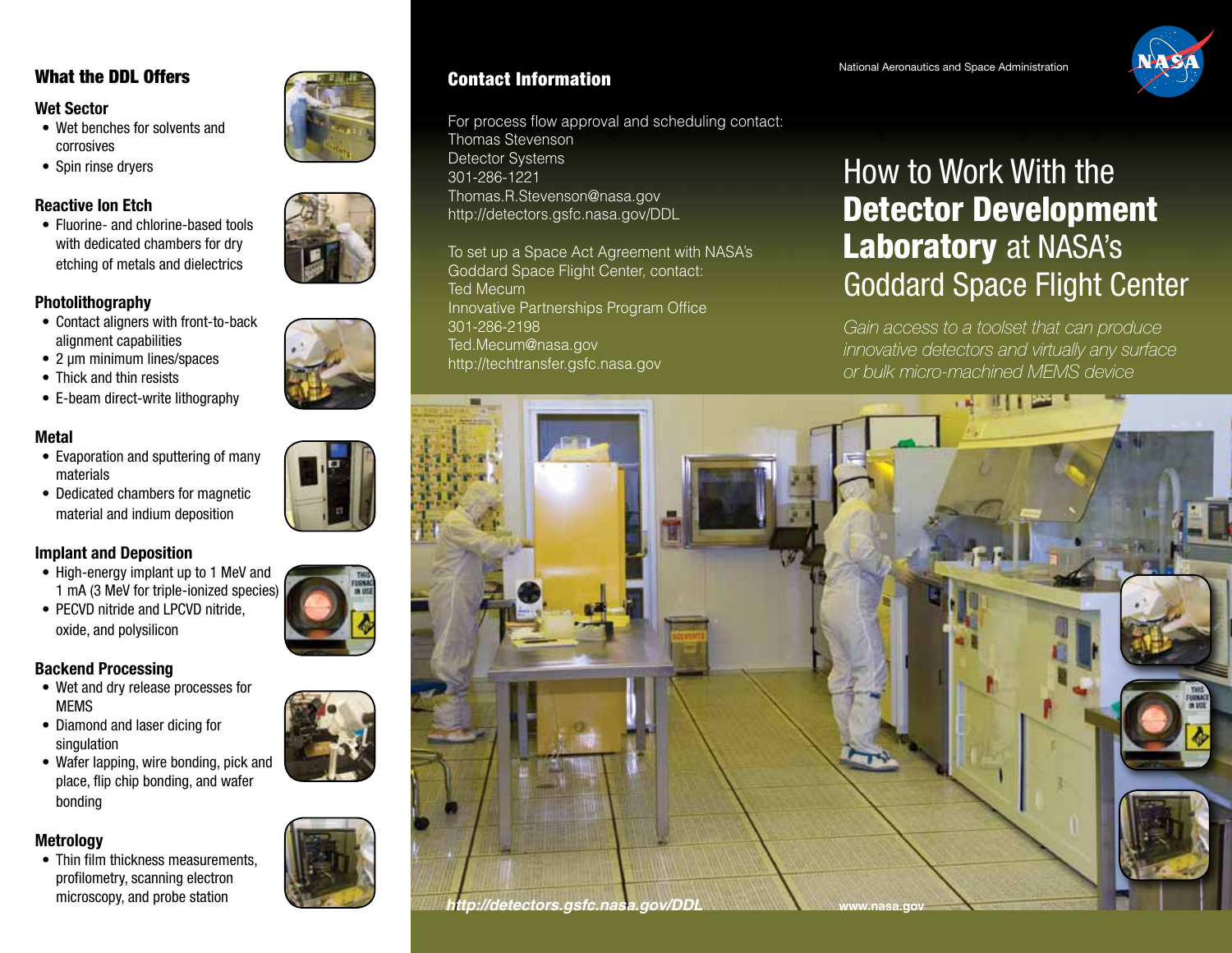## What the DDL Offers

### Wet Sector

- Wet benches for solvents and corrosives
- Spin rinse dryers

### Reactive Ion Etch

- Fluorine- and chlorine-based tools with dedicated chambers for dry etching of metals and dielectrics

### Photolithography

- Contact aligners with front-to-back alignment capabilities
- 2 µm minimum lines/spaces
- Thick and thin resists
- E-beam direct-write lithography

### Metal

- Evaporation and sputtering of many materials
- Dedicated chambers for magnetic material and indium deposition

### Implant and Deposition

- High-energy implant up to 1 MeV and 1 mA (3 MeV for triple-ionized species)
- PECVD nitride and LPCVD nitride, oxide, and polysilicon

### Backend Processing

- Wet and dry release processes for MEMS
- Diamond and laser dicing for singulation
- Wafer lapping, wire bonding, pick and place, flip chip bonding, and wafer bonding

### Metrology

- Thin film thickness measurements, profilometry, scanning electron microscopy, and probe station

## Contact Information

For process flow approval and scheduling contact:
Thomas Stevenson
Detector Systems
301-286-1221
Thomas.R.Stevenson@nasa.gov
http://detectors.gsfc.nasa.gov/DDL

To set up a Space Act Agreement with NASA's Goddard Space Flight Center, contact:
Ted Mecum
Innovative Partnerships Program Office
301-286-2198
Ted.Mecum@nasa.gov
http://techtransfer.gsfc.nasa.gov

National Aeronautics and Space Administration

# How to Work With the **Detector Development Laboratory** at NASA's Goddard Space Flight Center

*Gain access to a toolset that can produce innovative detectors and virtually any surface or bulk micro-machined MEMS device*

*http://detectors.gsfc.nasa.gov/DDL*

www.nasa.gov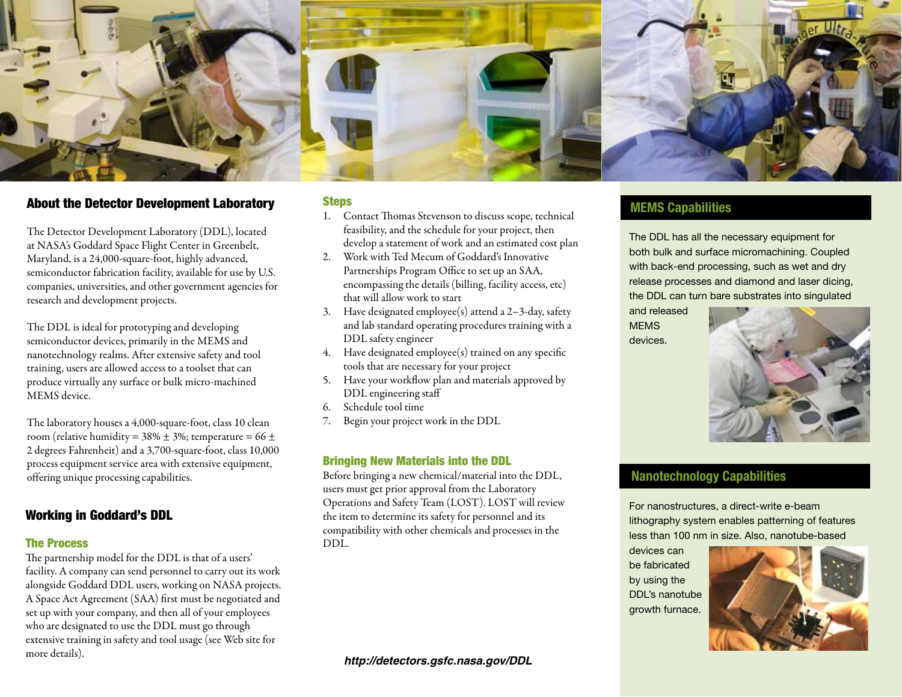## About the Detector Development Laboratory

The Detector Development Laboratory (DDL), located at NASA's Goddard Space Flight Center in Greenbelt, Maryland, is a 24,000-square-foot, highly advanced, semiconductor fabrication facility, available for use by U.S. companies, universities, and other government agencies for research and development projects.

The DDL is ideal for prototyping and developing semiconductor devices, primarily in the MEMS and nanotechnology realms. After extensive safety and tool training, users are allowed access to a toolset that can produce virtually any surface or bulk micro-machined MEMS device.

The laboratory houses a 4,000-square-foot, class 10 clean room (relative humidity = 38% ± 3%; temperature = 66 ± 2 degrees Fahrenheit) and a 3,700-square-foot, class 10,000 process equipment service area with extensive equipment, offering unique processing capabilities.

## Working in Goddard's DDL

### The Process

The partnership model for the DDL is that of a users' facility. A company can send personnel to carry out its work alongside Goddard DDL users, working on NASA projects. A Space Act Agreement (SAA) first must be negotiated and set up with your company, and then all of your employees who are designated to use the DDL must go through extensive training in safety and tool usage (see Web site for more details).

### Steps

1. Contact Thomas Stevenson to discuss scope, technical feasibility, and the schedule for your project, then develop a statement of work and an estimated cost plan
2. Work with Ted Mecum of Goddard's Innovative Partnerships Program Office to set up an SAA, encompassing the details (billing, facility access, etc) that will allow work to start
3. Have designated employee(s) attend a 2–3-day, safety and lab standard operating procedures training with a DDL safety engineer
4. Have designated employee(s) trained on any specific tools that are necessary for your project
5. Have your workflow plan and materials approved by DDL engineering staff
6. Schedule tool time
7. Begin your project work in the DDL

### Bringing New Materials into the DDL

Before bringing a new chemical/material into the DDL, users must get prior approval from the Laboratory Operations and Safety Team (LOST). LOST will review the item to determine its safety for personnel and its compatibility with other chemicals and processes in the DDL.

***http://detectors.gsfc.nasa.gov/DDL***

## MEMS Capabilities

The DDL has all the necessary equipment for both bulk and surface micromachining. Coupled with back-end processing, such as wet and dry release processes and diamond and laser dicing, the DDL can turn bare substrates into singulated and released MEMS devices.

## Nanotechnology Capabilities

For nanostructures, a direct-write e-beam lithography system enables patterning of features less than 100 nm in size. Also, nanotube-based devices can be fabricated by using the DDL's nanotube growth furnace.